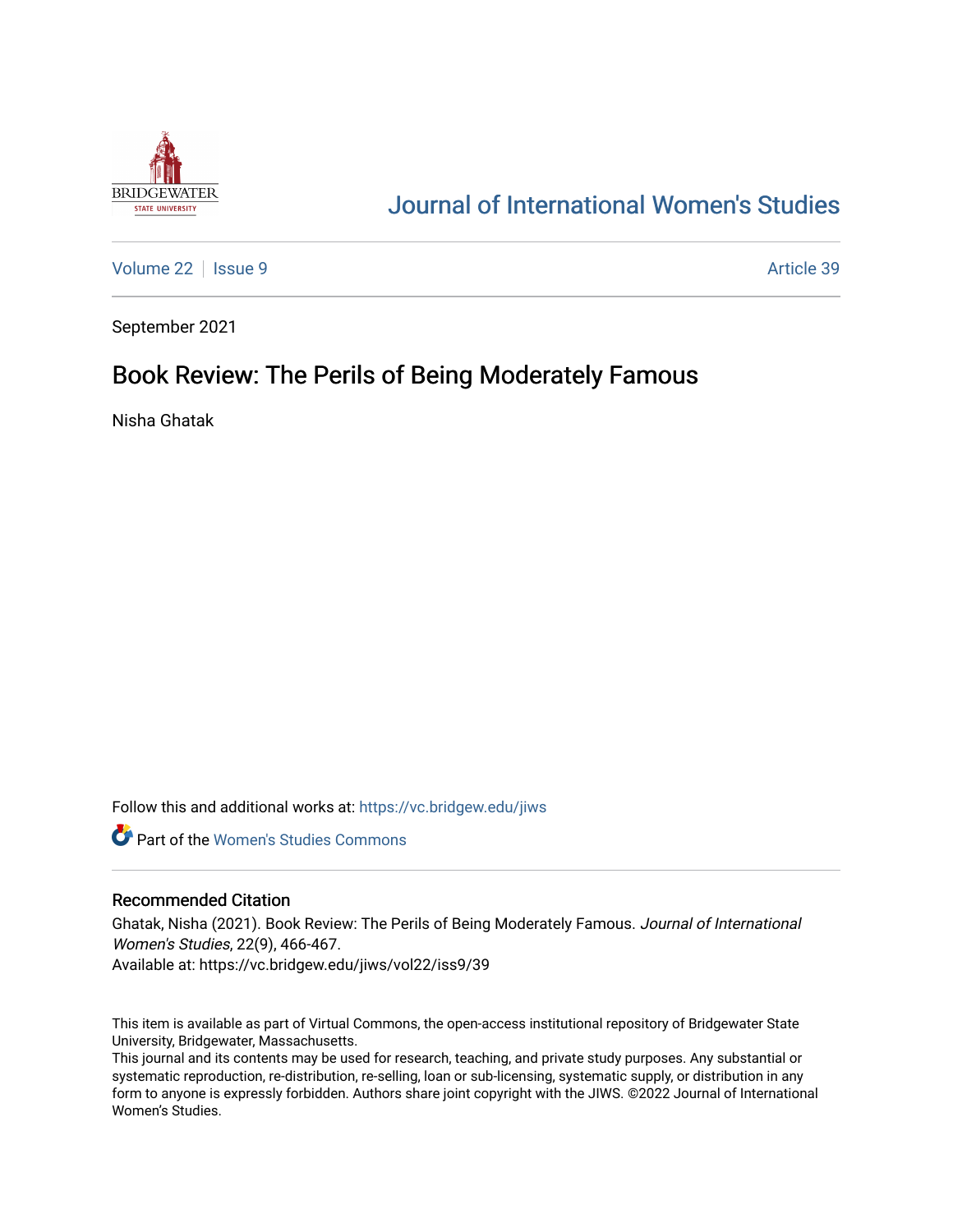Journal of International Women's Studies

Volume 22 | Issue 9 | Article 39

September 2021

# Book Review: The Perils of Being Moderately Famous

Nisha Ghatak

Follow this and additional works at: https://vc.bridgew.edu/jiws

Part of the Women's Studies Commons

## Recommended Citation

Ghatak, Nisha (2021). Book Review: The Perils of Being Moderately Famous. *Journal of International Women's Studies*, 22(9), 466-467.
Available at: https://vc.bridgew.edu/jiws/vol22/iss9/39

This item is available as part of Virtual Commons, the open-access institutional repository of Bridgewater State University, Bridgewater, Massachusetts.
This journal and its contents may be used for research, teaching, and private study purposes. Any substantial or systematic reproduction, re-distribution, re-selling, loan or sub-licensing, systematic supply, or distribution in any form to anyone is expressly forbidden. Authors share joint copyright with the JIWS. ©2022 Journal of International Women's Studies.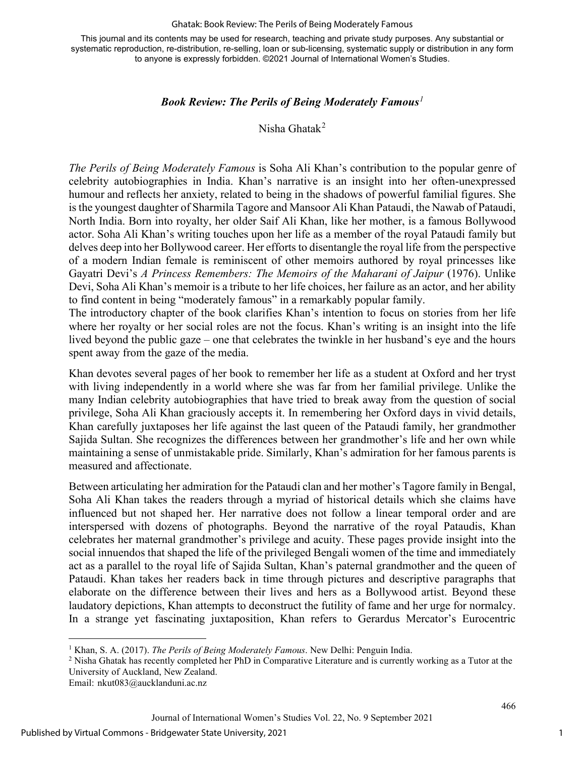### *Book Review: The Perils of Being Moderately Famous*[1]

Nisha Ghatak[2]

*The Perils of Being Moderately Famous* is Soha Ali Khan's contribution to the popular genre of celebrity autobiographies in India. Khan's narrative is an insight into her often-unexpressed humour and reflects her anxiety, related to being in the shadows of powerful familial figures. She is the youngest daughter of Sharmila Tagore and Mansoor Ali Khan Pataudi, the Nawab of Pataudi, North India. Born into royalty, her older Saif Ali Khan, like her mother, is a famous Bollywood actor. Soha Ali Khan's writing touches upon her life as a member of the royal Pataudi family but delves deep into her Bollywood career. Her efforts to disentangle the royal life from the perspective of a modern Indian female is reminiscent of other memoirs authored by royal princesses like Gayatri Devi's *A Princess Remembers: The Memoirs of the Maharani of Jaipur* (1976). Unlike Devi, Soha Ali Khan's memoir is a tribute to her life choices, her failure as an actor, and her ability to find content in being "moderately famous" in a remarkably popular family.

The introductory chapter of the book clarifies Khan's intention to focus on stories from her life where her royalty or her social roles are not the focus. Khan's writing is an insight into the life lived beyond the public gaze – one that celebrates the twinkle in her husband's eye and the hours spent away from the gaze of the media.

Khan devotes several pages of her book to remember her life as a student at Oxford and her tryst with living independently in a world where she was far from her familial privilege. Unlike the many Indian celebrity autobiographies that have tried to break away from the question of social privilege, Soha Ali Khan graciously accepts it. In remembering her Oxford days in vivid details, Khan carefully juxtaposes her life against the last queen of the Pataudi family, her grandmother Sajida Sultan. She recognizes the differences between her grandmother's life and her own while maintaining a sense of unmistakable pride. Similarly, Khan's admiration for her famous parents is measured and affectionate.

Between articulating her admiration for the Pataudi clan and her mother's Tagore family in Bengal, Soha Ali Khan takes the readers through a myriad of historical details which she claims have influenced but not shaped her. Her narrative does not follow a linear temporal order and are interspersed with dozens of photographs. Beyond the narrative of the royal Pataudis, Khan celebrates her maternal grandmother's privilege and acuity. These pages provide insight into the social innuendos that shaped the life of the privileged Bengali women of the time and immediately act as a parallel to the royal life of Sajida Sultan, Khan's paternal grandmother and the queen of Pataudi. Khan takes her readers back in time through pictures and descriptive paragraphs that elaborate on the difference between their lives and hers as a Bollywood artist. Beyond these laudatory depictions, Khan attempts to deconstruct the futility of fame and her urge for normalcy. In a strange yet fascinating juxtaposition, Khan refers to Gerardus Mercator's Eurocentric

---

[1] Khan, S. A. (2017). *The Perils of Being Moderately Famous*. New Delhi: Penguin India.

[2] Nisha Ghatak has recently completed her PhD in Comparative Literature and is currently working as a Tutor at the University of Auckland, New Zealand.
Email: nkut083@aucklanduni.ac.nz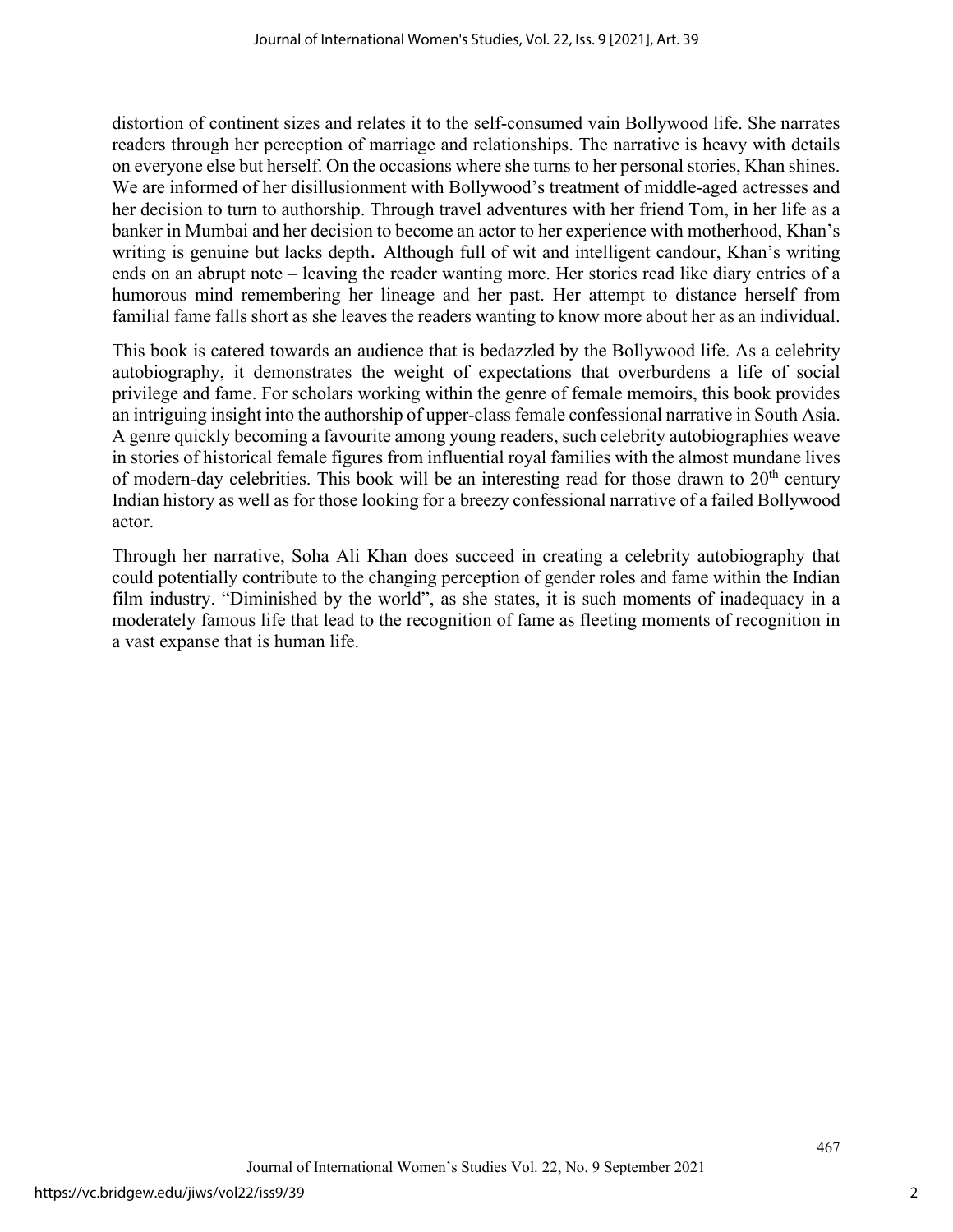distortion of continent sizes and relates it to the self-consumed vain Bollywood life. She narrates readers through her perception of marriage and relationships. The narrative is heavy with details on everyone else but herself. On the occasions where she turns to her personal stories, Khan shines. We are informed of her disillusionment with Bollywood's treatment of middle-aged actresses and her decision to turn to authorship. Through travel adventures with her friend Tom, in her life as a banker in Mumbai and her decision to become an actor to her experience with motherhood, Khan's writing is genuine but lacks depth. Although full of wit and intelligent candour, Khan's writing ends on an abrupt note – leaving the reader wanting more. Her stories read like diary entries of a humorous mind remembering her lineage and her past. Her attempt to distance herself from familial fame falls short as she leaves the readers wanting to know more about her as an individual.

This book is catered towards an audience that is bedazzled by the Bollywood life. As a celebrity autobiography, it demonstrates the weight of expectations that overburdens a life of social privilege and fame. For scholars working within the genre of female memoirs, this book provides an intriguing insight into the authorship of upper-class female confessional narrative in South Asia. A genre quickly becoming a favourite among young readers, such celebrity autobiographies weave in stories of historical female figures from influential royal families with the almost mundane lives of modern-day celebrities. This book will be an interesting read for those drawn to 20th century Indian history as well as for those looking for a breezy confessional narrative of a failed Bollywood actor.

Through her narrative, Soha Ali Khan does succeed in creating a celebrity autobiography that could potentially contribute to the changing perception of gender roles and fame within the Indian film industry. "Diminished by the world", as she states, it is such moments of inadequacy in a moderately famous life that lead to the recognition of fame as fleeting moments of recognition in a vast expanse that is human life.